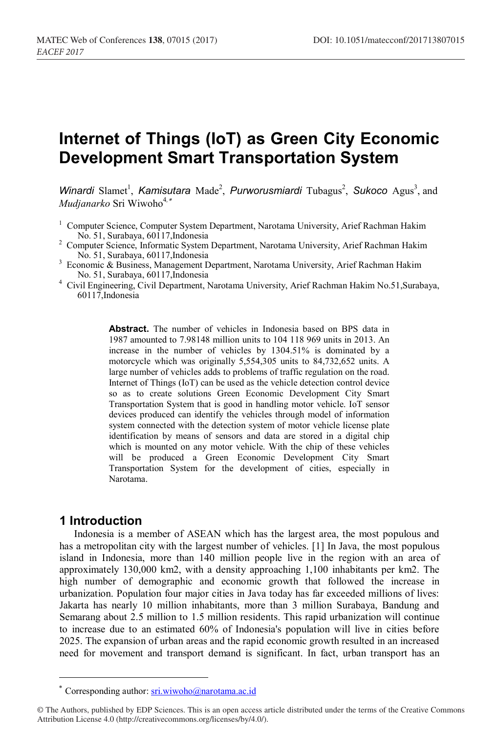# Internet of Things (IoT) as Green City Economic Development Smart Transportation System

*Winardi* Slamet[1], *Kamisutara* Made[2], *Purworusmiardi* Tubagus[2], *Sukoco* Agus[3], and *Mudjanarko* Sri Wiwoho[4,*]

[1] Computer Science, Computer System Department, Narotama University, Arief Rachman Hakim No. 51, Surabaya, 60117,Indonesia

[2] Computer Science, Informatic System Department, Narotama University, Arief Rachman Hakim No. 51, Surabaya, 60117,Indonesia

[3] Economic & Business, Management Department, Narotama University, Arief Rachman Hakim No. 51, Surabaya, 60117,Indonesia

[4] Civil Engineering, Civil Department, Narotama University, Arief Rachman Hakim No.51,Surabaya, 60117,Indonesia

**Abstract.** The number of vehicles in Indonesia based on BPS data in 1987 amounted to 7.98148 million units to 104 118 969 units in 2013. An increase in the number of vehicles by 1304.51% is dominated by a motorcycle which was originally 5,554,305 units to 84,732,652 units. A large number of vehicles adds to problems of traffic regulation on the road. Internet of Things (IoT) can be used as the vehicle detection control device so as to create solutions Green Economic Development City Smart Transportation System that is good in handling motor vehicle. IoT sensor devices produced can identify the vehicles through model of information system connected with the detection system of motor vehicle license plate identification by means of sensors and data are stored in a digital chip which is mounted on any motor vehicle. With the chip of these vehicles will be produced a Green Economic Development City Smart Transportation System for the development of cities, especially in Narotama.

## 1 Introduction

Indonesia is a member of ASEAN which has the largest area, the most populous and has a metropolitan city with the largest number of vehicles. [1] In Java, the most populous island in Indonesia, more than 140 million people live in the region with an area of approximately 130,000 km2, with a density approaching 1,100 inhabitants per km2. The high number of demographic and economic growth that followed the increase in urbanization. Population four major cities in Java today has far exceeded millions of lives: Jakarta has nearly 10 million inhabitants, more than 3 million Surabaya, Bandung and Semarang about 2.5 million to 1.5 million residents. This rapid urbanization will continue to increase due to an estimated 60% of Indonesia's population will live in cities before 2025. The expansion of urban areas and the rapid economic growth resulted in an increased need for movement and transport demand is significant. In fact, urban transport has an

* Corresponding author: sri.wiwoho@narotama.ac.id

© The Authors, published by EDP Sciences. This is an open access article distributed under the terms of the Creative Commons Attribution License 4.0 (http://creativecommons.org/licenses/by/4.0/).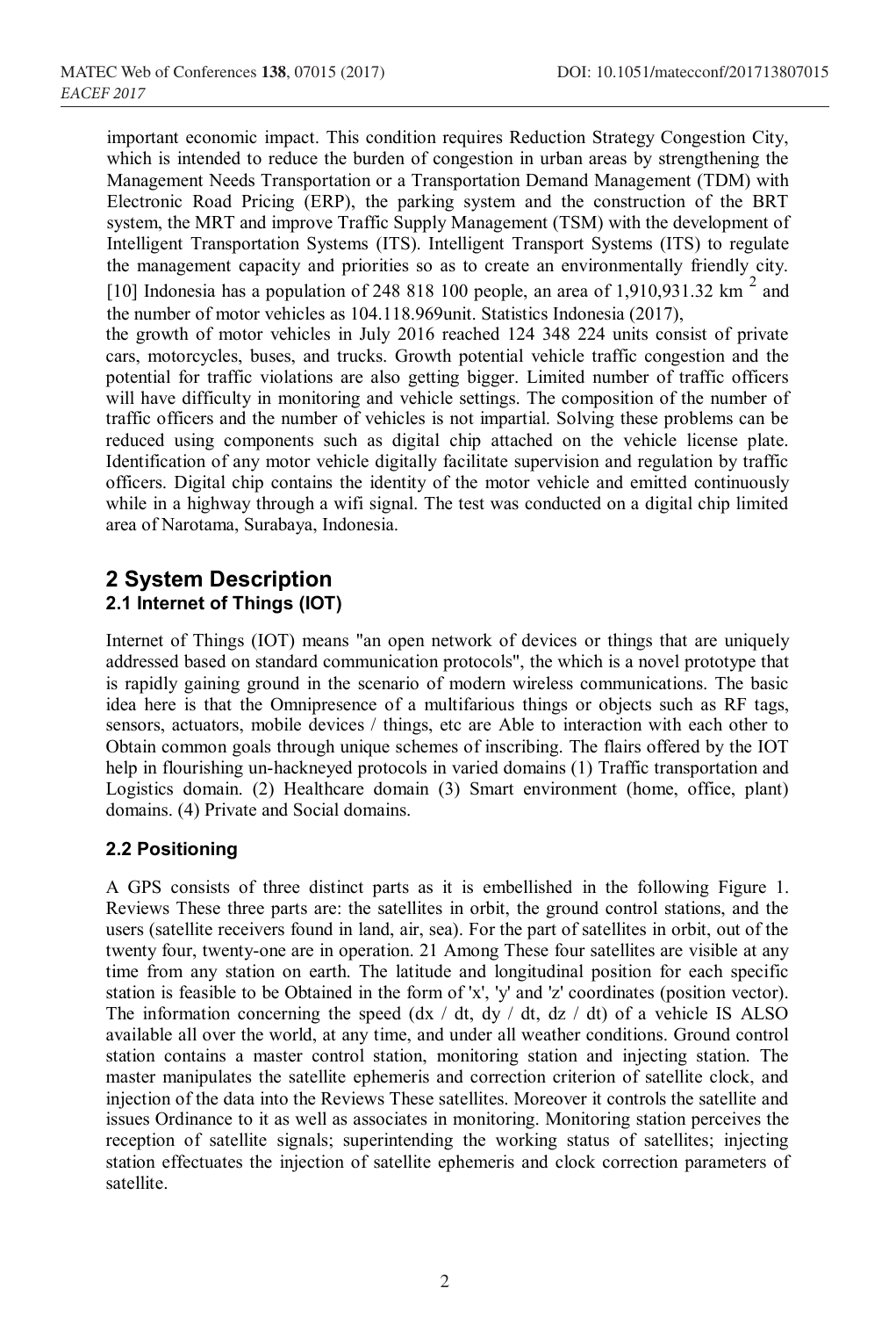important economic impact. This condition requires Reduction Strategy Congestion City, which is intended to reduce the burden of congestion in urban areas by strengthening the Management Needs Transportation or a Transportation Demand Management (TDM) with Electronic Road Pricing (ERP), the parking system and the construction of the BRT system, the MRT and improve Traffic Supply Management (TSM) with the development of Intelligent Transportation Systems (ITS). Intelligent Transport Systems (ITS) to regulate the management capacity and priorities so as to create an environmentally friendly city. [10] Indonesia has a population of 248 818 100 people, an area of 1,910,931.32 km $^2$ and the number of motor vehicles as 104.118.969unit. Statistics Indonesia (2017), the growth of motor vehicles in July 2016 reached 124 348 224 units consist of private cars, motorcycles, buses, and trucks. Growth potential vehicle traffic congestion and the potential for traffic violations are also getting bigger. Limited number of traffic officers will have difficulty in monitoring and vehicle settings. The composition of the number of traffic officers and the number of vehicles is not impartial. Solving these problems can be reduced using components such as digital chip attached on the vehicle license plate. Identification of any motor vehicle digitally facilitate supervision and regulation by traffic officers. Digital chip contains the identity of the motor vehicle and emitted continuously while in a highway through a wifi signal. The test was conducted on a digital chip limited area of Narotama, Surabaya, Indonesia.

## 2 System Description

### 2.1 Internet of Things (IOT)

Internet of Things (IOT) means "an open network of devices or things that are uniquely addressed based on standard communication protocols", the which is a novel prototype that is rapidly gaining ground in the scenario of modern wireless communications. The basic idea here is that the Omnipresence of a multifarious things or objects such as RF tags, sensors, actuators, mobile devices / things, etc are Able to interaction with each other to Obtain common goals through unique schemes of inscribing. The flairs offered by the IOT help in flourishing un-hackneyed protocols in varied domains (1) Traffic transportation and Logistics domain. (2) Healthcare domain (3) Smart environment (home, office, plant) domains. (4) Private and Social domains.

### 2.2 Positioning

A GPS consists of three distinct parts as it is embellished in the following Figure 1. Reviews These three parts are: the satellites in orbit, the ground control stations, and the users (satellite receivers found in land, air, sea). For the part of satellites in orbit, out of the twenty four, twenty-one are in operation. 21 Among These four satellites are visible at any time from any station on earth. The latitude and longitudinal position for each specific station is feasible to be Obtained in the form of 'x', 'y' and 'z' coordinates (position vector). The information concerning the speed ($dx / dt$, $dy / dt$, $dz / dt$) of a vehicle IS ALSO available all over the world, at any time, and under all weather conditions. Ground control station contains a master control station, monitoring station and injecting station. The master manipulates the satellite ephemeris and correction criterion of satellite clock, and injection of the data into the Reviews These satellites. Moreover it controls the satellite and issues Ordinance to it as well as associates in monitoring. Monitoring station perceives the reception of satellite signals; superintending the working status of satellites; injecting station effectuates the injection of satellite ephemeris and clock correction parameters of satellite.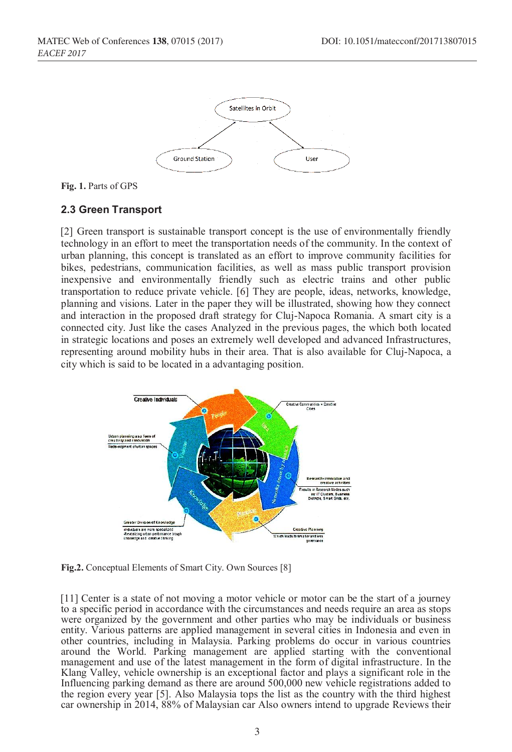Satellites in Orbit

Ground Station

User

**Fig. 1.** Parts of GPS

### 2.3 Green Transport

[2] Green transport is sustainable transport concept is the use of environmentally friendly technology in an effort to meet the transportation needs of the community. In the context of urban planning, this concept is translated as an effort to improve community facilities for bikes, pedestrians, communication facilities, as well as mass public transport provision inexpensive and environmentally friendly such as electric trains and other public transportation to reduce private vehicle. [6] They are people, ideas, networks, knowledge, planning and visions. Later in the paper they will be illustrated, showing how they connect and interaction in the proposed draft strategy for Cluj-Napoca Romania. A smart city is a connected city. Just like the cases Analyzed in the previous pages, the which both located in strategic locations and poses an extremely well developed and advanced Infrastructures, representing around mobility hubs in their area. That is also available for Cluj-Napoca, a city which is said to be located in a advantaging position.

Creative Individuals

Creative Communities = Creative Cities

Urban planning as a form of creativity and innovation

Redevelopment of urban spaces

Research-innovative and creative activities

Results in Research Nodes such as: IT Clusters, Business Districts, Smart Grids, etc.

Greater Division of Knowledge

-Individuals are more specialized
-Revitalizing urban performance trough knowledge and creative thinking

Creative Planning

Which leads to smarter and less governance

People

Idea

Networks driven by research

Planning

Knowledge

Visions

**Fig.2.** Conceptual Elements of Smart City. Own Sources [8]

[11] Center is a state of not moving a motor vehicle or motor can be the start of a journey to a specific period in accordance with the circumstances and needs require an area as stops were organized by the government and other parties who may be individuals or business entity. Various patterns are applied management in several cities in Indonesia and even in other countries, including in Malaysia. Parking problems do occur in various countries around the World. Parking management are applied starting with the conventional management and use of the latest management in the form of digital infrastructure. In the Klang Valley, vehicle ownership is an exceptional factor and plays a significant role in the Influencing parking demand as there are around 500,000 new vehicle registrations added to the region every year [5]. Also Malaysia tops the list as the country with the third highest car ownership in 2014, 88% of Malaysian car Also owners intend to upgrade Reviews their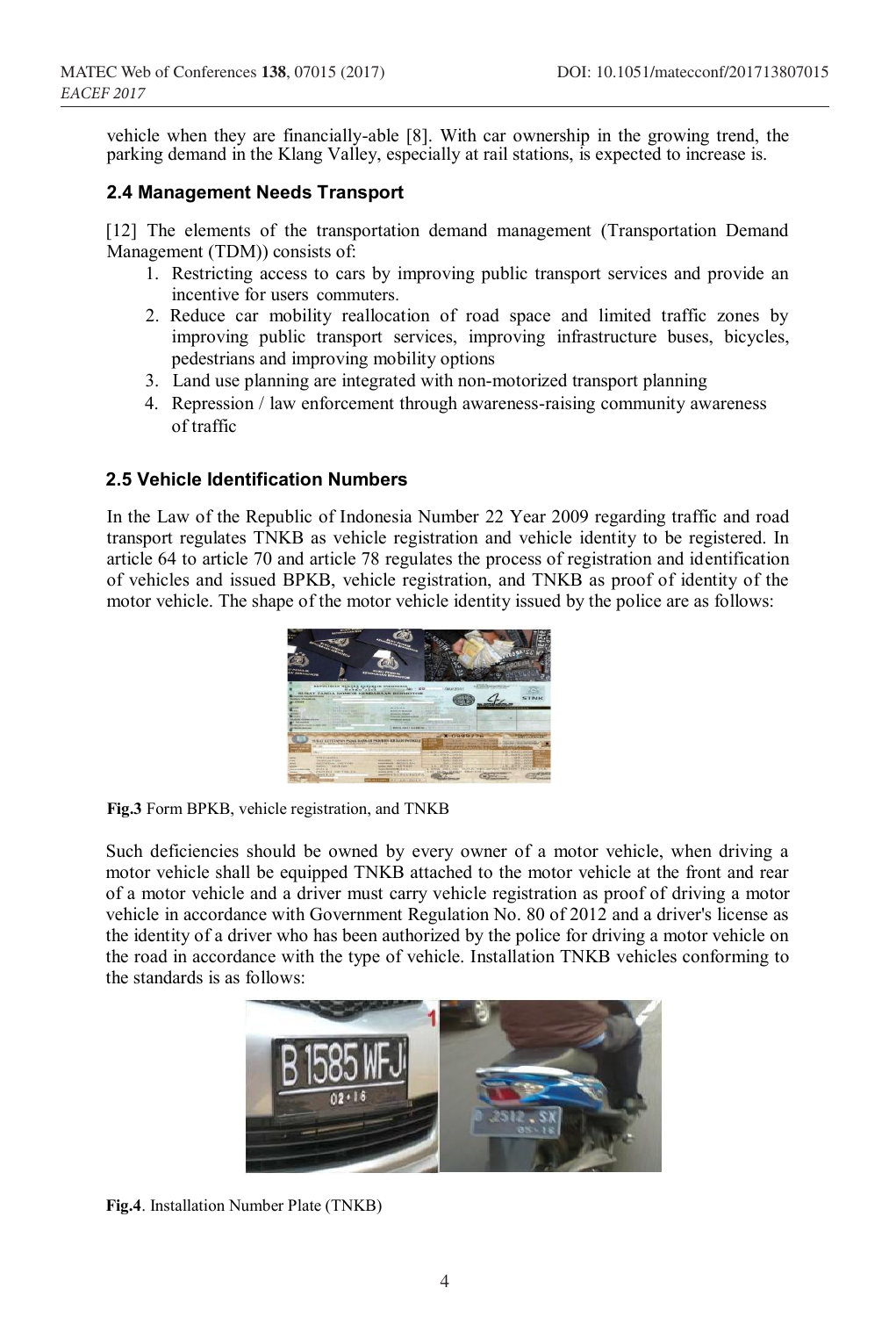vehicle when they are financially-able [8]. With car ownership in the growing trend, the parking demand in the Klang Valley, especially at rail stations, is expected to increase is.

### 2.4 Management Needs Transport

[12] The elements of the transportation demand management (Transportation Demand Management (TDM)) consists of:

1. Restricting access to cars by improving public transport services and provide an incentive for users commuters.
2. Reduce car mobility reallocation of road space and limited traffic zones by improving public transport services, improving infrastructure buses, bicycles, pedestrians and improving mobility options
3. Land use planning are integrated with non-motorized transport planning
4. Repression / law enforcement through awareness-raising community awareness of traffic

### 2.5 Vehicle Identification Numbers

In the Law of the Republic of Indonesia Number 22 Year 2009 regarding traffic and road transport regulates TNKB as vehicle registration and vehicle identity to be registered. In article 64 to article 70 and article 78 regulates the process of registration and identification of vehicles and issued BPKB, vehicle registration, and TNKB as proof of identity of the motor vehicle. The shape of the motor vehicle identity issued by the police are as follows:

**Fig.3** Form BPKB, vehicle registration, and TNKB

Such deficiencies should be owned by every owner of a motor vehicle, when driving a motor vehicle shall be equipped TNKB attached to the motor vehicle at the front and rear of a motor vehicle and a driver must carry vehicle registration as proof of driving a motor vehicle in accordance with Government Regulation No. 80 of 2012 and a driver's license as the identity of a driver who has been authorized by the police for driving a motor vehicle on the road in accordance with the type of vehicle. Installation TNKB vehicles conforming to the standards is as follows:

**Fig.4**. Installation Number Plate (TNKB)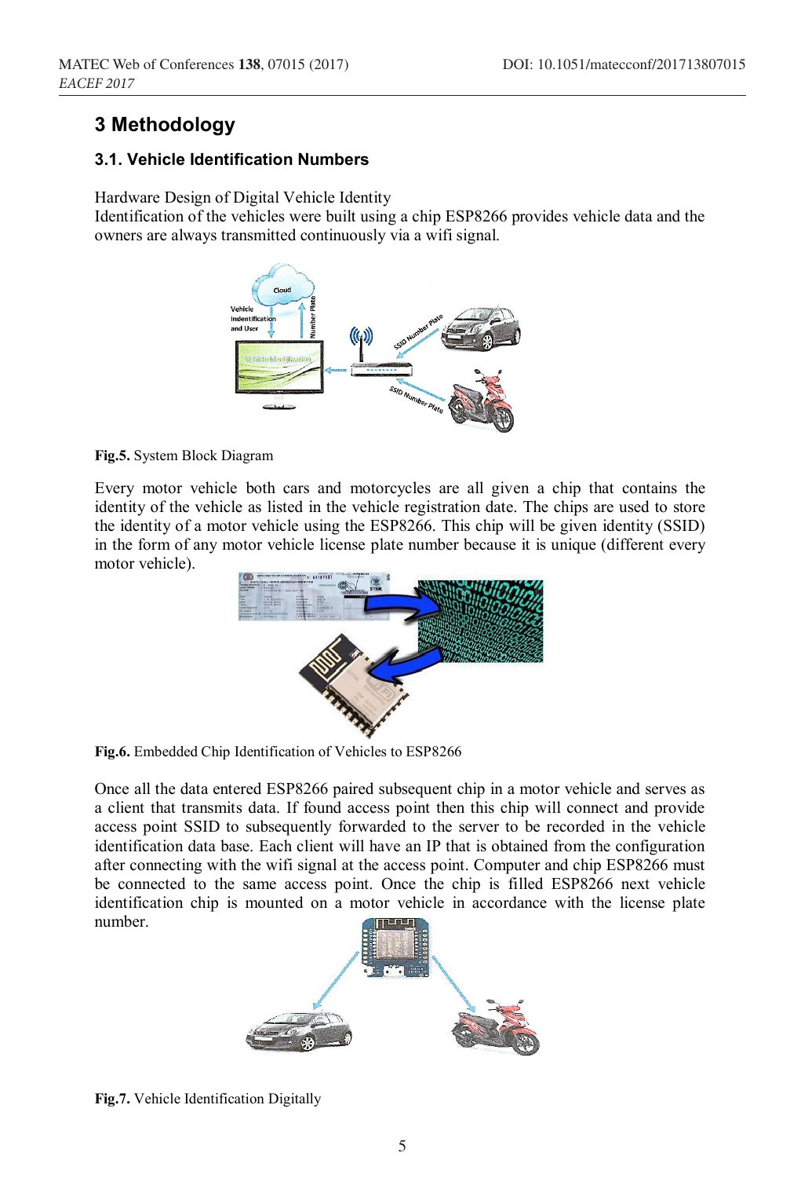## 3 Methodology

### 3.1. Vehicle Identification Numbers

Hardware Design of Digital Vehicle Identity
Identification of the vehicles were built using a chip ESP8266 provides vehicle data and the owners are always transmitted continuously via a wifi signal.

**Fig.5.** System Block Diagram

Every motor vehicle both cars and motorcycles are all given a chip that contains the identity of the vehicle as listed in the vehicle registration date. The chips are used to store the identity of a motor vehicle using the ESP8266. This chip will be given identity (SSID) in the form of any motor vehicle license plate number because it is unique (different every motor vehicle).

**Fig.6.** Embedded Chip Identification of Vehicles to ESP8266

Once all the data entered ESP8266 paired subsequent chip in a motor vehicle and serves as a client that transmits data. If found access point then this chip will connect and provide access point SSID to subsequently forwarded to the server to be recorded in the vehicle identification data base. Each client will have an IP that is obtained from the configuration after connecting with the wifi signal at the access point. Computer and chip ESP8266 must be connected to the same access point. Once the chip is filled ESP8266 next vehicle identification chip is mounted on a motor vehicle in accordance with the license plate number.

**Fig.7.** Vehicle Identification Digitally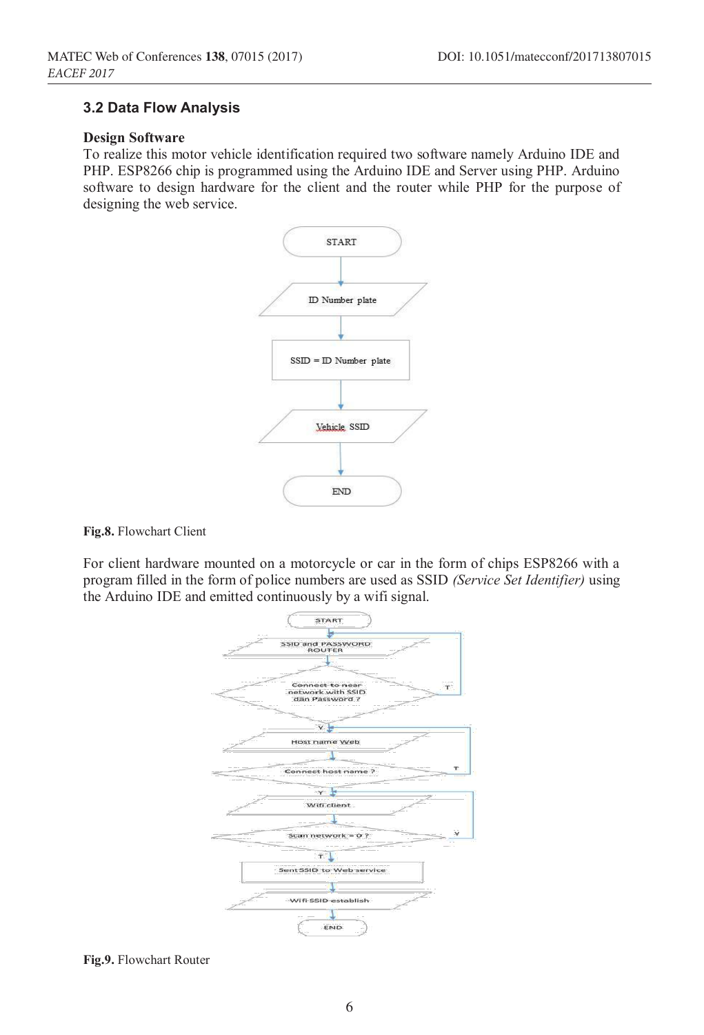## 3.2 Data Flow Analysis

**Design Software**

To realize this motor vehicle identification required two software namely Arduino IDE and PHP. ESP8266 chip is programmed using the Arduino IDE and Server using PHP. Arduino software to design hardware for the client and the router while PHP for the purpose of designing the web service.

START

ID Number plate

SSID = ID Number plate

Vehicle SSID

END

**Fig.8.** Flowchart Client

For client hardware mounted on a motorcycle or car in the form of chips ESP8266 with a program filled in the form of police numbers are used as SSID *(Service Set Identifier)* using the Arduino IDE and emitted continuously by a wifi signal.

START

SSID and PASSWORD ROUTER

Connect to near network with SSID dan Password ?

T

Y

Host name Web

Connect host name ?

T

Y

Wifi client

Scan network = 0 ?

Y

T

Sent SSID to Web service

Wifi SSID establish

END

**Fig.9.** Flowchart Router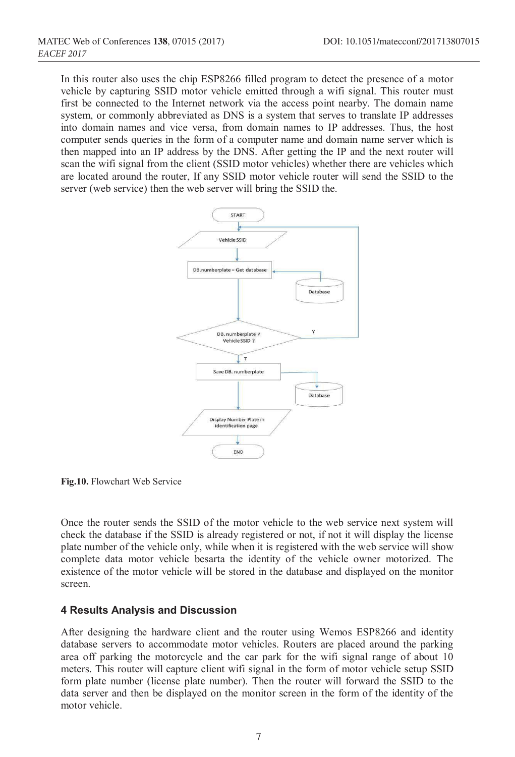In this router also uses the chip ESP8266 filled program to detect the presence of a motor vehicle by capturing SSID motor vehicle emitted through a wifi signal. This router must first be connected to the Internet network via the access point nearby. The domain name system, or commonly abbreviated as DNS is a system that serves to translate IP addresses into domain names and vice versa, from domain names to IP addresses. Thus, the host computer sends queries in the form of a computer name and domain name server which is then mapped into an IP address by the DNS. After getting the IP and the next router will scan the wifi signal from the client (SSID motor vehicles) whether there are vehicles which are located around the router, If any SSID motor vehicle router will send the SSID to the server (web service) then the web server will bring the SSID the.

START

Vehicle SSID

DB.numberplate = Get database

Database

DB. numberplate ≠ Vehicle SSID ?

Y

T

Save DB. numberplate

Database

Display Number Plate in identification page

END

**Fig.10.** Flowchart Web Service

Once the router sends the SSID of the motor vehicle to the web service next system will check the database if the SSID is already registered or not, if not it will display the license plate number of the vehicle only, while when it is registered with the web service will show complete data motor vehicle besarta the identity of the vehicle owner motorized. The existence of the motor vehicle will be stored in the database and displayed on the monitor screen.

## 4 Results Analysis and Discussion

After designing the hardware client and the router using Wemos ESP8266 and identity database servers to accommodate motor vehicles. Routers are placed around the parking area off parking the motorcycle and the car park for the wifi signal range of about 10 meters. This router will capture client wifi signal in the form of motor vehicle setup SSID form plate number (license plate number). Then the router will forward the SSID to the data server and then be displayed on the monitor screen in the form of the identity of the motor vehicle.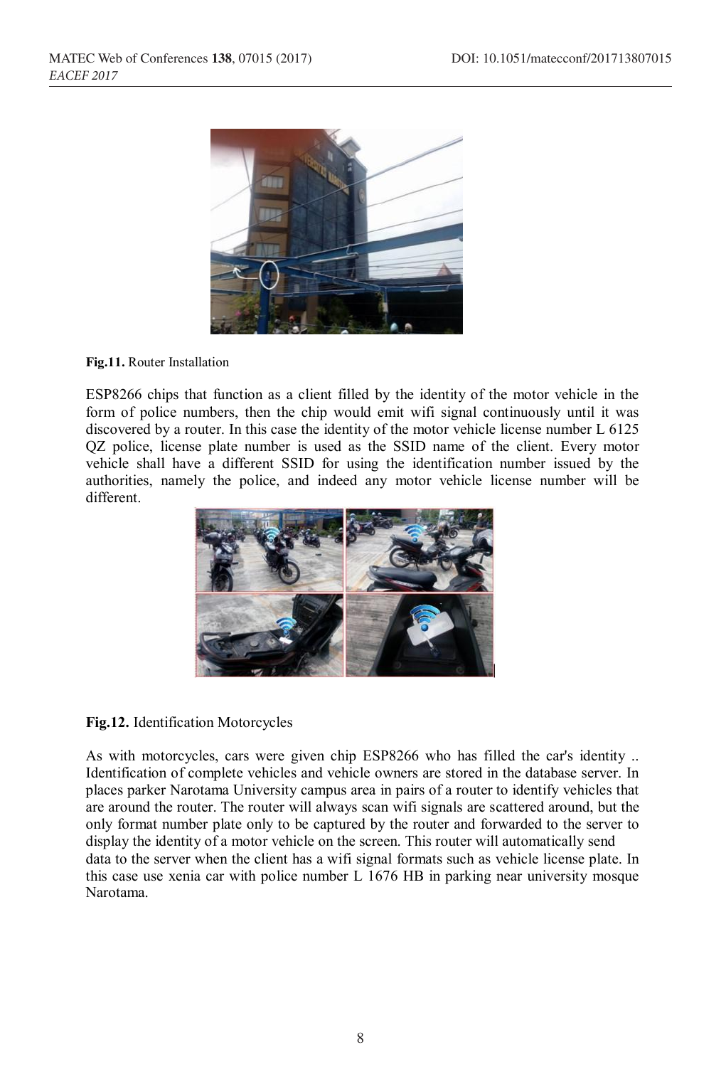**Fig.11.** Router Installation

ESP8266 chips that function as a client filled by the identity of the motor vehicle in the form of police numbers, then the chip would emit wifi signal continuously until it was discovered by a router. In this case the identity of the motor vehicle license number L 6125 QZ police, license plate number is used as the SSID name of the client. Every motor vehicle shall have a different SSID for using the identification number issued by the authorities, namely the police, and indeed any motor vehicle license number will be different.

**Fig.12.** Identification Motorcycles

As with motorcycles, cars were given chip ESP8266 who has filled the car's identity .. Identification of complete vehicles and vehicle owners are stored in the database server. In places parker Narotama University campus area in pairs of a router to identify vehicles that are around the router. The router will always scan wifi signals are scattered around, but the only format number plate only to be captured by the router and forwarded to the server to display the identity of a motor vehicle on the screen. This router will automatically send data to the server when the client has a wifi signal formats such as vehicle license plate. In this case use xenia car with police number L 1676 HB in parking near university mosque Narotama.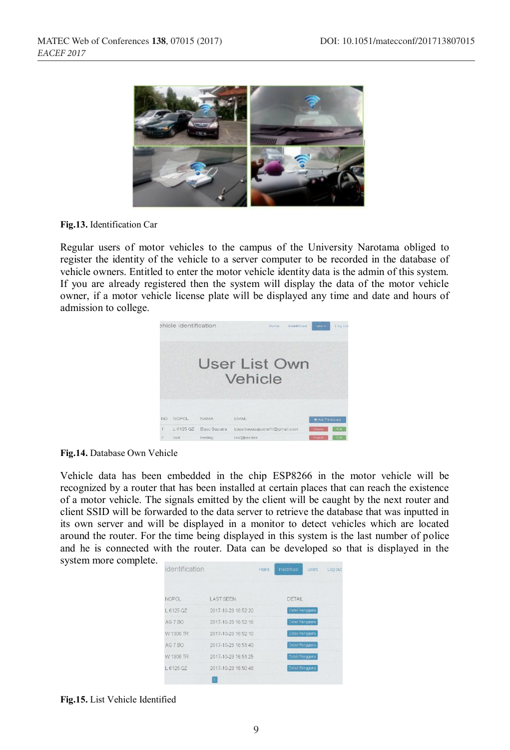**Fig.13.** Identification Car

Regular users of motor vehicles to the campus of the University Narotama obliged to register the identity of the vehicle to a server computer to be recorded in the database of vehicle owners. Entitled to enter the motor vehicle identity data is the admin of this system. If you are already registered then the system will display the data of the motor vehicle owner, if a motor vehicle license plate will be displayed any time and date and hours of admission to college.

**Fig.14.** Database Own Vehicle

Vehicle data has been embedded in the chip ESP8266 in the motor vehicle will be recognized by a router that has been installed at certain places that can reach the existence of a motor vehicle. The signals emitted by the client will be caught by the next router and client SSID will be forwarded to the data server to retrieve the database that was inputted in its own server and will be displayed in a monitor to detect vehicles which are located around the router. For the time being displayed in this system is the last number of police and he is connected with the router. Data can be developed so that is displayed in the system more complete.

**Fig.15.** List Vehicle Identified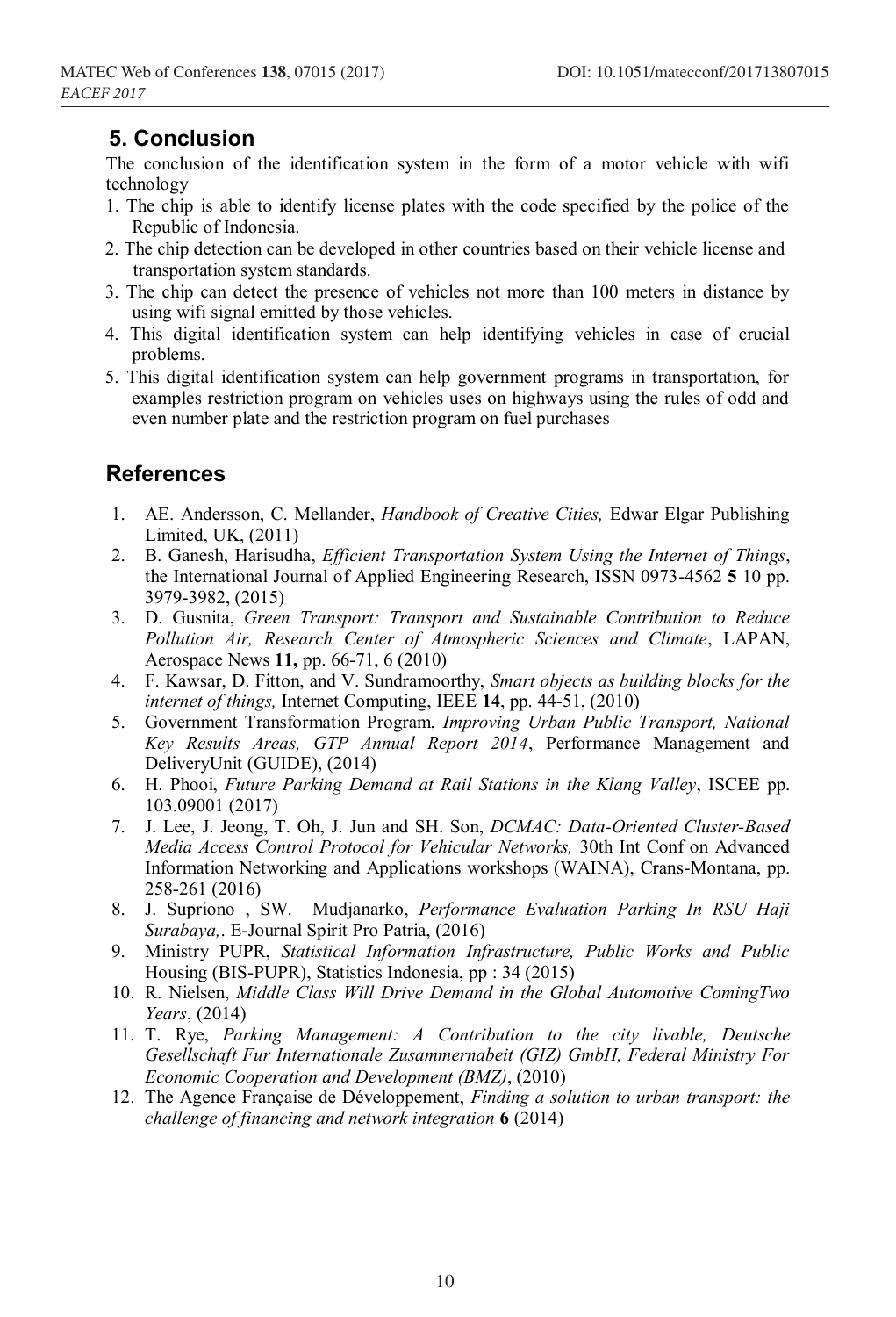## 5. Conclusion

The conclusion of the identification system in the form of a motor vehicle with wifi technology

1. The chip is able to identify license plates with the code specified by the police of the Republic of Indonesia.
2. The chip detection can be developed in other countries based on their vehicle license and transportation system standards.
3. The chip can detect the presence of vehicles not more than 100 meters in distance by using wifi signal emitted by those vehicles.
4. This digital identification system can help identifying vehicles in case of crucial problems.
5. This digital identification system can help government programs in transportation, for examples restriction program on vehicles uses on highways using the rules of odd and even number plate and the restriction program on fuel purchases

## References

1. AE. Andersson, C. Mellander, *Handbook of Creative Cities,* Edwar Elgar Publishing Limited, UK, (2011)
2. B. Ganesh, Harisudha, *Efficient Transportation System Using the Internet of Things*, the International Journal of Applied Engineering Research, ISSN 0973-4562 **5** 10 pp. 3979-3982, (2015)
3. D. Gusnita, *Green Transport: Transport and Sustainable Contribution to Reduce Pollution Air, Research Center of Atmospheric Sciences and Climate*, LAPAN, Aerospace News **11,** pp. 66-71, 6 (2010)
4. F. Kawsar, D. Fitton, and V. Sundramoorthy, *Smart objects as building blocks for the internet of things,* Internet Computing, IEEE **14**, pp. 44-51, (2010)
5. Government Transformation Program, *Improving Urban Public Transport, National Key Results Areas, GTP Annual Report 2014*, Performance Management and DeliveryUnit (GUIDE), (2014)
6. H. Phooi, *Future Parking Demand at Rail Stations in the Klang Valley*, ISCEE pp. 103.09001 (2017)
7. J. Lee, J. Jeong, T. Oh, J. Jun and SH. Son, *DCMAC: Data-Oriented Cluster-Based Media Access Control Protocol for Vehicular Networks,* 30th Int Conf on Advanced Information Networking and Applications workshops (WAINA), Crans-Montana, pp. 258-261 (2016)
8. J. Supriono , SW. Mudjanarko, *Performance Evaluation Parking In RSU Haji Surabaya,*. E-Journal Spirit Pro Patria, (2016)
9. Ministry PUPR, *Statistical Information Infrastructure, Public Works and Public* Housing (BIS-PUPR), Statistics Indonesia, pp : 34 (2015)
10. R. Nielsen, *Middle Class Will Drive Demand in the Global Automotive ComingTwo Years*, (2014)
11. T. Rye, *Parking Management: A Contribution to the city livable, Deutsche Gesellschaft Fur Internationale Zusammernabeit (GIZ) GmbH, Federal Ministry For Economic Cooperation and Development (BMZ)*, (2010)
12. The Agence Française de Développement, *Finding a solution to urban transport: the challenge of financing and network integration* **6** (2014)